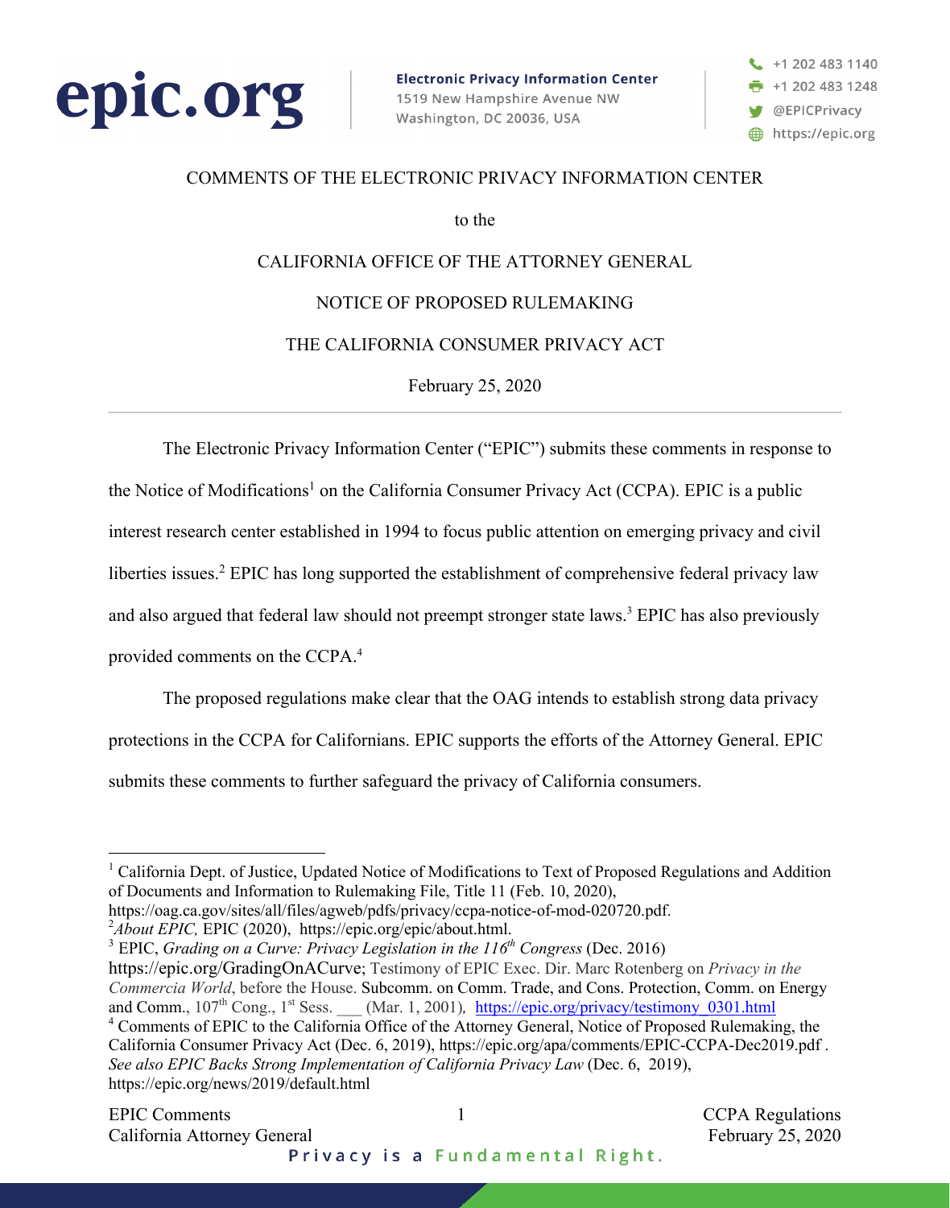epic.org

**Electronic Privacy Information Center**
1519 New Hampshire Avenue NW
Washington, DC 20036, USA

+1 202 483 1140
+1 202 483 1248
@EPICPrivacy
https://epic.org

COMMENTS OF THE ELECTRONIC PRIVACY INFORMATION CENTER

to the

CALIFORNIA OFFICE OF THE ATTORNEY GENERAL

NOTICE OF PROPOSED RULEMAKING

THE CALIFORNIA CONSUMER PRIVACY ACT

February 25, 2020

---

The Electronic Privacy Information Center ("EPIC") submits these comments in response to the Notice of Modifications[1] on the California Consumer Privacy Act (CCPA). EPIC is a public interest research center established in 1994 to focus public attention on emerging privacy and civil liberties issues.[2] EPIC has long supported the establishment of comprehensive federal privacy law and also argued that federal law should not preempt stronger state laws.[3] EPIC has also previously provided comments on the CCPA.[4]

The proposed regulations make clear that the OAG intends to establish strong data privacy protections in the CCPA for Californians. EPIC supports the efforts of the Attorney General. EPIC submits these comments to further safeguard the privacy of California consumers.

---

[1] California Dept. of Justice, Updated Notice of Modifications to Text of Proposed Regulations and Addition of Documents and Information to Rulemaking File, Title 11 (Feb. 10, 2020), https://oag.ca.gov/sites/all/files/agweb/pdfs/privacy/ccpa-notice-of-mod-020720.pdf.

[2] *About EPIC,* EPIC (2020), https://epic.org/epic/about.html.

[3] EPIC, *Grading on a Curve: Privacy Legislation in the 116th Congress* (Dec. 2016) https://epic.org/GradingOnACurve; Testimony of EPIC Exec. Dir. Marc Rotenberg on *Privacy in the Commercia World*, before the House. Subcomm. on Comm. Trade, and Cons. Protection, Comm. on Energy and Comm., 107th Cong., 1st Sess. ___ (Mar. 1, 2001), https://epic.org/privacy/testimony_0301.html

[4] Comments of EPIC to the California Office of the Attorney General, Notice of Proposed Rulemaking, the California Consumer Privacy Act (Dec. 6, 2019), https://epic.org/apa/comments/EPIC-CCPA-Dec2019.pdf . *See also EPIC Backs Strong Implementation of California Privacy Law* (Dec. 6, 2019), https://epic.org/news/2019/default.html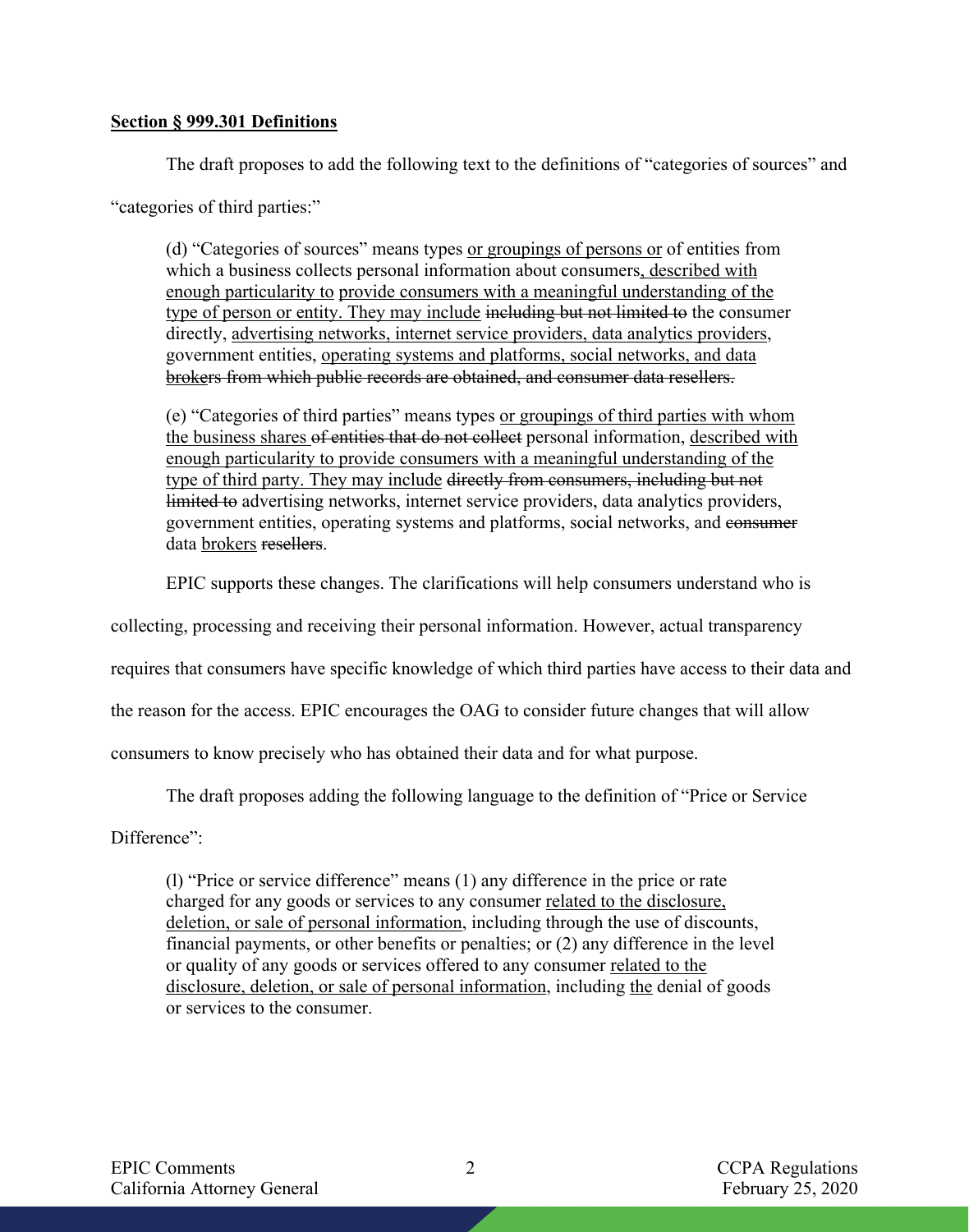**<u>Section § 999.301 Definitions</u>**

The draft proposes to add the following text to the definitions of "categories of sources" and "categories of third parties:"

> (d) "Categories of sources" means types <u>or groupings of persons or</u> of entities from which a business collects personal information about consumers<u>, described with enough particularity to</u> <u>provide consumers with a meaningful understanding of the type of person or entity. They may include</u> ~~including but not limited to~~ the consumer directly, <u>advertising networks, internet service providers, data analytics providers</u>, government entities, <u>operating systems and platforms, social networks, and data broke</u>~~rs from which public records are obtained, and consumer data resellers.~~

> (e) "Categories of third parties" means types <u>or groupings of third parties with whom the business shares</u> ~~of entities that do not collect~~ personal information, <u>described with enough particularity to provide consumers with a meaningful understanding of the type of third party. They may include</u> ~~directly from consumers, including but not limited to~~ advertising networks, internet service providers, data analytics providers, government entities, operating systems and platforms, social networks, and ~~consumer~~ data <u>brokers</u> ~~resellers~~.

EPIC supports these changes. The clarifications will help consumers understand who is collecting, processing and receiving their personal information. However, actual transparency requires that consumers have specific knowledge of which third parties have access to their data and the reason for the access. EPIC encourages the OAG to consider future changes that will allow consumers to know precisely who has obtained their data and for what purpose.

The draft proposes adding the following language to the definition of "Price or Service Difference":

> (l) "Price or service difference" means (1) any difference in the price or rate charged for any goods or services to any consumer <u>related to the disclosure, deletion, or sale of personal information</u>, including through the use of discounts, financial payments, or other benefits or penalties; or (2) any difference in the level or quality of any goods or services offered to any consumer <u>related to the disclosure, deletion, or sale of personal information</u>, including <u>the</u> denial of goods or services to the consumer.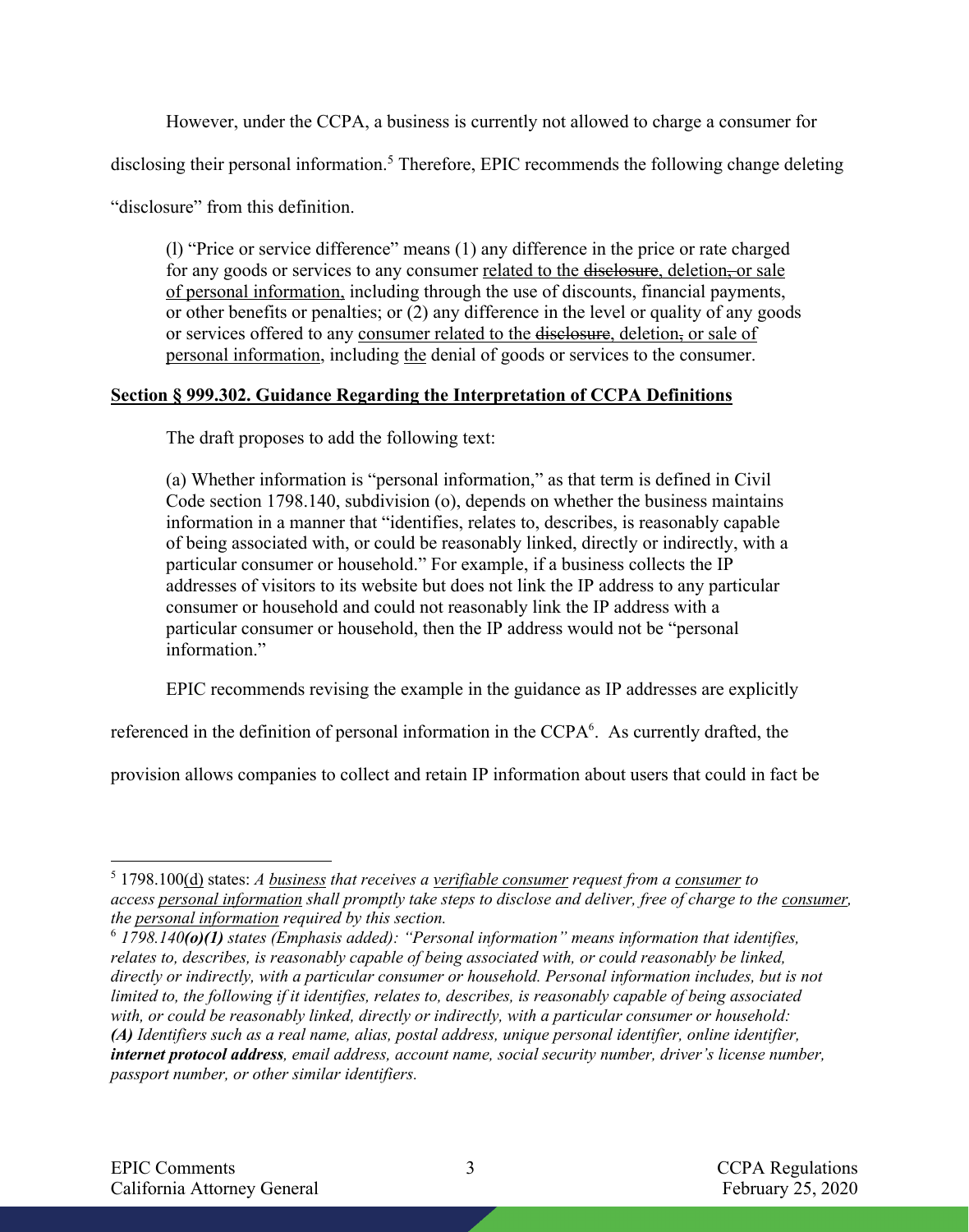However, under the CCPA, a business is currently not allowed to charge a consumer for disclosing their personal information.[5] Therefore, EPIC recommends the following change deleting "disclosure" from this definition.

> (l) "Price or service difference" means (1) any difference in the price or rate charged for any goods or services to any consumer <u>related to the ~~disclosure~~, deletion~~,~~ or sale of personal information,</u> including through the use of discounts, financial payments, or other benefits or penalties; or (2) any difference in the level or quality of any goods or services offered to any <u>consumer related to the ~~disclosure~~, deletion~~,~~ or sale of personal information</u>, including <u>the</u> denial of goods or services to the consumer.

**<u>Section § 999.302. Guidance Regarding the Interpretation of CCPA Definitions</u>**

The draft proposes to add the following text:

> (a) Whether information is "personal information," as that term is defined in Civil Code section 1798.140, subdivision (o), depends on whether the business maintains information in a manner that "identifies, relates to, describes, is reasonably capable of being associated with, or could be reasonably linked, directly or indirectly, with a particular consumer or household." For example, if a business collects the IP addresses of visitors to its website but does not link the IP address to any particular consumer or household and could not reasonably link the IP address with a particular consumer or household, then the IP address would not be "personal information."

EPIC recommends revising the example in the guidance as IP addresses are explicitly referenced in the definition of personal information in the CCPA[6]. As currently drafted, the provision allows companies to collect and retain IP information about users that could in fact be

---

[5] 1798.100<u>(d)</u> states: *A <u>business</u> that receives a <u>verifiable consumer</u> request from a <u>consumer</u> to access <u>personal information</u> shall promptly take steps to disclose and deliver, free of charge to the <u>consumer</u>, the <u>personal information</u> required by this section.*

[6] *1798.140**(o)(1)** states (Emphasis added): "Personal information" means information that identifies, relates to, describes, is reasonably capable of being associated with, or could reasonably be linked, directly or indirectly, with a particular consumer or household. Personal information includes, but is not limited to, the following if it identifies, relates to, describes, is reasonably capable of being associated with, or could be reasonably linked, directly or indirectly, with a particular consumer or household:* ***(A)*** *Identifiers such as a real name, alias, postal address, unique personal identifier, online identifier,* ***internet protocol address****, email address, account name, social security number, driver's license number, passport number, or other similar identifiers.*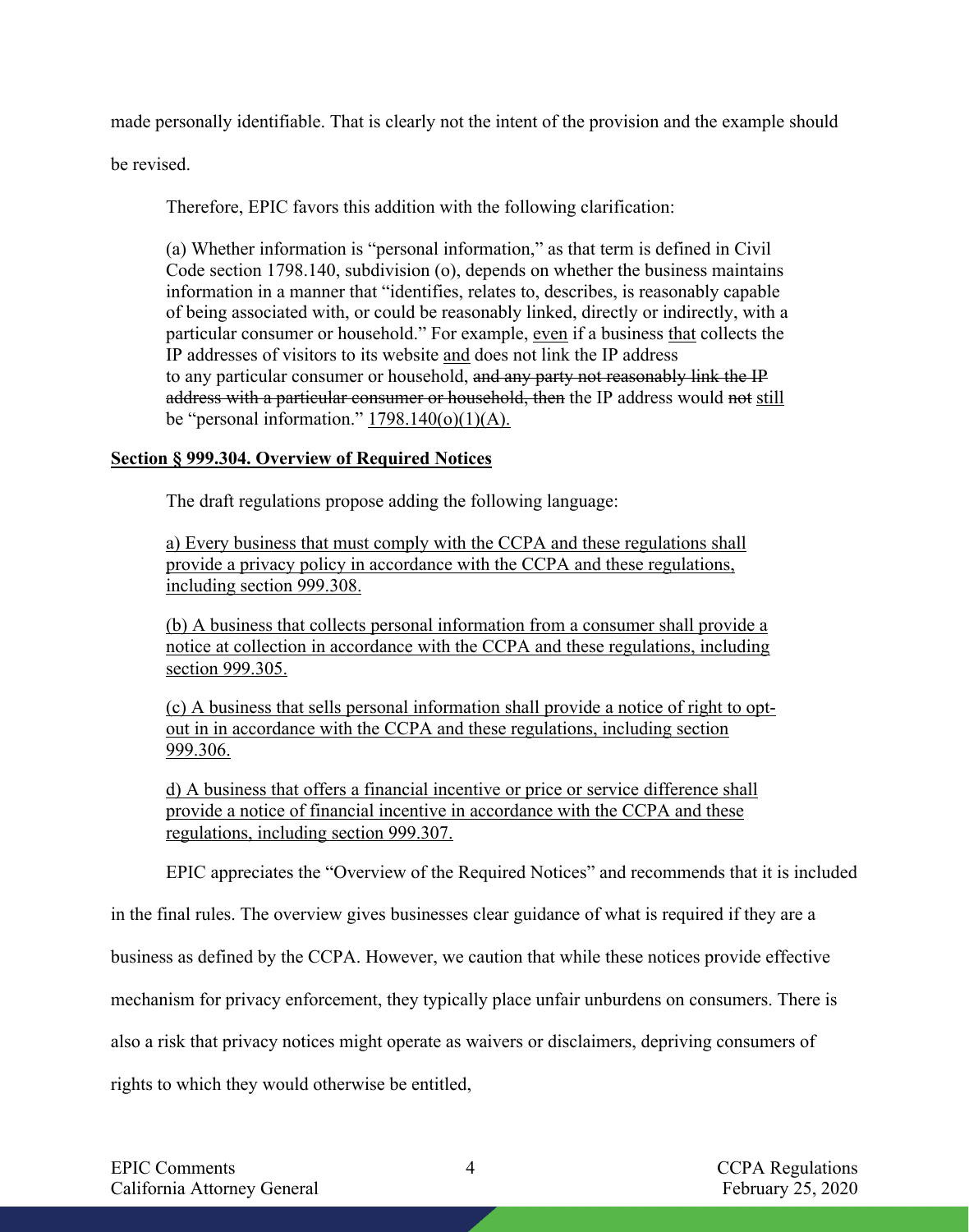made personally identifiable. That is clearly not the intent of the provision and the example should be revised.

Therefore, EPIC favors this addition with the following clarification:

> (a) Whether information is "personal information," as that term is defined in Civil Code section 1798.140, subdivision (o), depends on whether the business maintains information in a manner that "identifies, relates to, describes, is reasonably capable of being associated with, or could be reasonably linked, directly or indirectly, with a particular consumer or household." For example, <u>even</u> if a business <u>that</u> collects the IP addresses of visitors to its website <u>and</u> does not link the IP address to any particular consumer or household, ~~and any party not reasonably link the IP address with a particular consumer or household, then~~ the IP address would ~~not~~ <u>still</u> be "personal information." <u>1798.140(o)(1)(A).</u>

**<u>Section § 999.304. Overview of Required Notices</u>**

The draft regulations propose adding the following language:

> <u>a) Every business that must comply with the CCPA and these regulations shall provide a privacy policy in accordance with the CCPA and these regulations, including section 999.308.</u>
>
> <u>(b) A business that collects personal information from a consumer shall provide a notice at collection in accordance with the CCPA and these regulations, including section 999.305.</u>
>
> <u>(c) A business that sells personal information shall provide a notice of right to opt-out in in accordance with the CCPA and these regulations, including section 999.306.</u>
>
> <u>d) A business that offers a financial incentive or price or service difference shall provide a notice of financial incentive in accordance with the CCPA and these regulations, including section 999.307.</u>

EPIC appreciates the "Overview of the Required Notices" and recommends that it is included in the final rules. The overview gives businesses clear guidance of what is required if they are a business as defined by the CCPA. However, we caution that while these notices provide effective mechanism for privacy enforcement, they typically place unfair unburdens on consumers. There is also a risk that privacy notices might operate as waivers or disclaimers, depriving consumers of rights to which they would otherwise be entitled,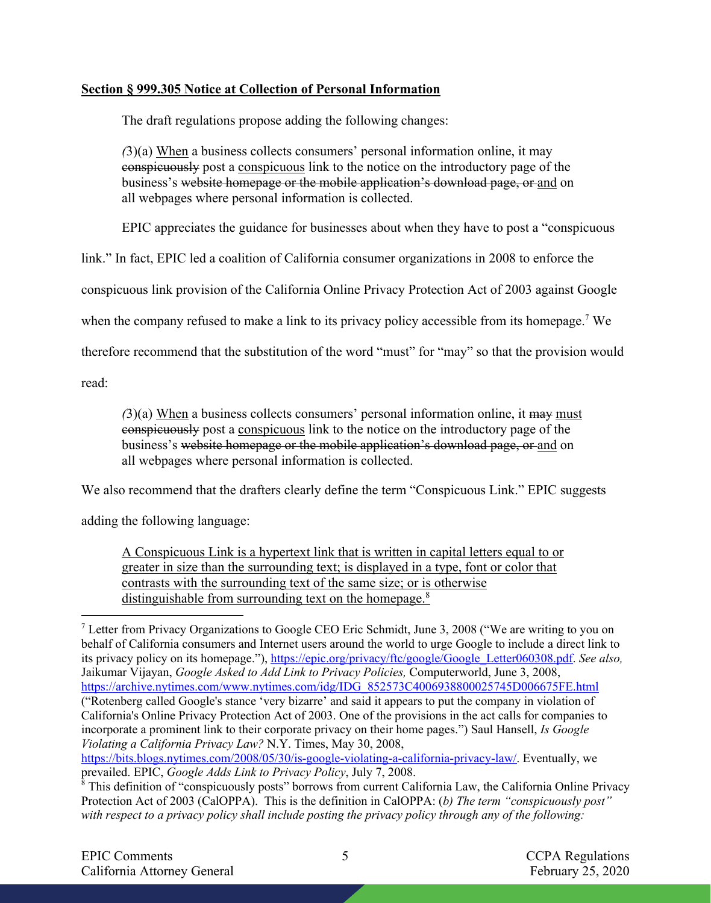**<u>Section § 999.305 Notice at Collection of Personal Information</u>**

The draft regulations propose adding the following changes:

> *(*3)(a) <u>When</u> a business collects consumers' personal information online, it may ~~conspicuously~~ post a <u>conspicuous</u> link to the notice on the introductory page of the business's ~~website homepage or the mobile application's download page, or~~ <u>and</u> on all webpages where personal information is collected.

EPIC appreciates the guidance for businesses about when they have to post a "conspicuous link." In fact, EPIC led a coalition of California consumer organizations in 2008 to enforce the conspicuous link provision of the California Online Privacy Protection Act of 2003 against Google when the company refused to make a link to its privacy policy accessible from its homepage.[7] We therefore recommend that the substitution of the word "must" for "may" so that the provision would read:

> *(*3)(a) <u>When</u> a business collects consumers' personal information online, it ~~may~~ <u>must</u> ~~conspicuously~~ post a <u>conspicuous</u> link to the notice on the introductory page of the business's ~~website homepage or the mobile application's download page, or~~ <u>and</u> on all webpages where personal information is collected.

We also recommend that the drafters clearly define the term "Conspicuous Link." EPIC suggests adding the following language:

> <u>A Conspicuous Link is a hypertext link that is written in capital letters equal to or greater in size than the surrounding text; is displayed in a type, font or color that contrasts with the surrounding text of the same size; or is otherwise distinguishable from surrounding text on the homepage.</u>[8]

---

[7] Letter from Privacy Organizations to Google CEO Eric Schmidt, June 3, 2008 ("We are writing to you on behalf of California consumers and Internet users around the world to urge Google to include a direct link to its privacy policy on its homepage."), https://epic.org/privacy/ftc/google/Google_Letter060308.pdf. *See also,* Jaikumar Vijayan, *Google Asked to Add Link to Privacy Policies,* Computerworld, June 3, 2008, https://archive.nytimes.com/www.nytimes.com/idg/IDG_852573C4006938800025745D006675FE.html ("Rotenberg called Google's stance 'very bizarre' and said it appears to put the company in violation of California's Online Privacy Protection Act of 2003. One of the provisions in the act calls for companies to incorporate a prominent link to their corporate privacy on their home pages.") Saul Hansell, *Is Google Violating a California Privacy Law?* N.Y. Times, May 30, 2008, https://bits.blogs.nytimes.com/2008/05/30/is-google-violating-a-california-privacy-law/. Eventually, we prevailed. EPIC, *Google Adds Link to Privacy Policy*, July 7, 2008.

[8] This definition of "conspicuously posts" borrows from current California Law, the California Online Privacy Protection Act of 2003 (CalOPPA). This is the definition in CalOPPA: (*b) The term "conspicuously post" with respect to a privacy policy shall include posting the privacy policy through any of the following:*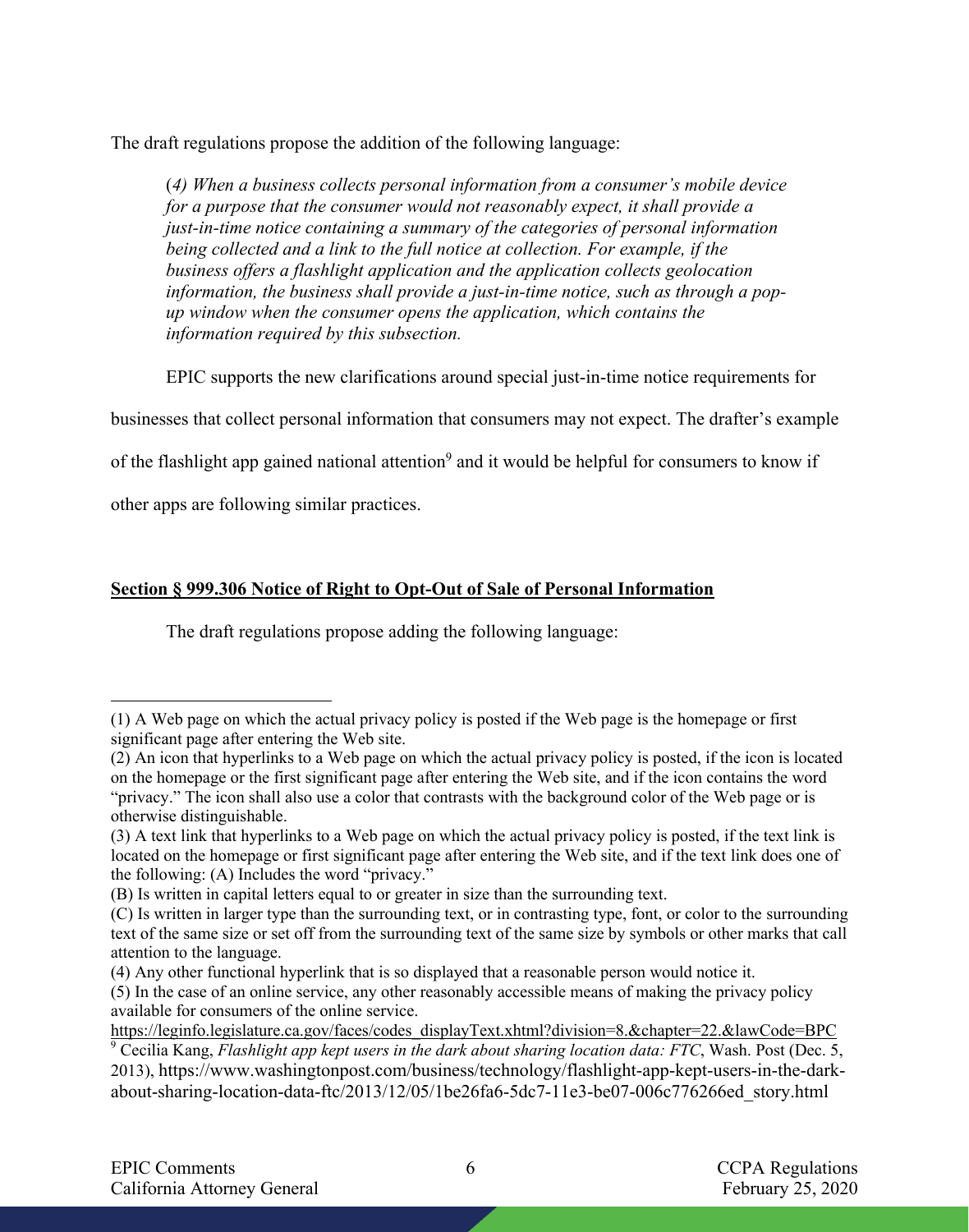The draft regulations propose the addition of the following language:

> *(4) When a business collects personal information from a consumer's mobile device for a purpose that the consumer would not reasonably expect, it shall provide a just-in-time notice containing a summary of the categories of personal information being collected and a link to the full notice at collection. For example, if the business offers a flashlight application and the application collects geolocation information, the business shall provide a just-in-time notice, such as through a pop-up window when the consumer opens the application, which contains the information required by this subsection.*

EPIC supports the new clarifications around special just-in-time notice requirements for businesses that collect personal information that consumers may not expect. The drafter's example of the flashlight app gained national attention[9] and it would be helpful for consumers to know if other apps are following similar practices.

**<u>Section § 999.306 Notice of Right to Opt-Out of Sale of Personal Information</u>**

The draft regulations propose adding the following language:

---

(1) A Web page on which the actual privacy policy is posted if the Web page is the homepage or first significant page after entering the Web site.
(2) An icon that hyperlinks to a Web page on which the actual privacy policy is posted, if the icon is located on the homepage or the first significant page after entering the Web site, and if the icon contains the word "privacy." The icon shall also use a color that contrasts with the background color of the Web page or is otherwise distinguishable.
(3) A text link that hyperlinks to a Web page on which the actual privacy policy is posted, if the text link is located on the homepage or first significant page after entering the Web site, and if the text link does one of the following: (A) Includes the word "privacy."
(B) Is written in capital letters equal to or greater in size than the surrounding text.
(C) Is written in larger type than the surrounding text, or in contrasting type, font, or color to the surrounding text of the same size or set off from the surrounding text of the same size by symbols or other marks that call attention to the language.
(4) Any other functional hyperlink that is so displayed that a reasonable person would notice it.
(5) In the case of an online service, any other reasonably accessible means of making the privacy policy available for consumers of the online service.
https://leginfo.legislature.ca.gov/faces/codes_displayText.xhtml?division=8.&chapter=22.&lawCode=BPC

[9] Cecilia Kang, *Flashlight app kept users in the dark about sharing location data: FTC*, Wash. Post (Dec. 5, 2013), https://www.washingtonpost.com/business/technology/flashlight-app-kept-users-in-the-dark-about-sharing-location-data-ftc/2013/12/05/1be26fa6-5dc7-11e3-be07-006c776266ed_story.html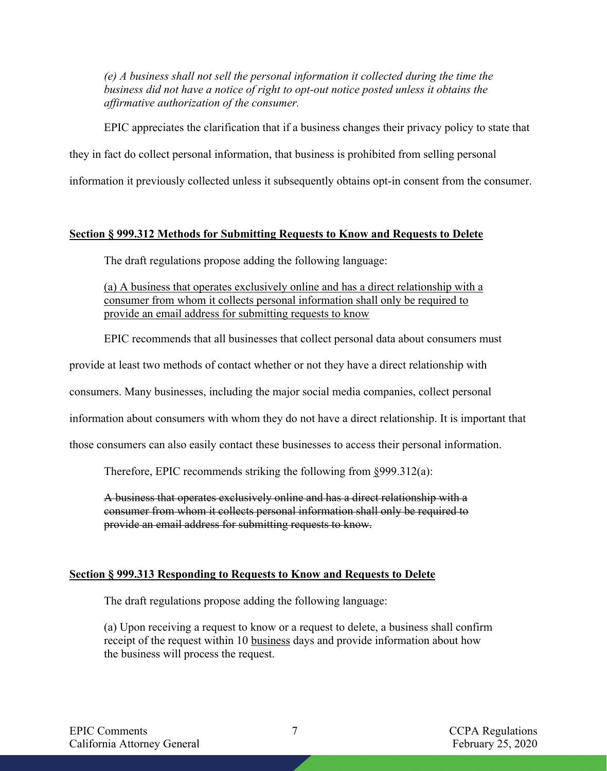*(e) A business shall not sell the personal information it collected during the time the business did not have a notice of right to opt-out notice posted unless it obtains the affirmative authorization of the consumer.*

EPIC appreciates the clarification that if a business changes their privacy policy to state that they in fact do collect personal information, that business is prohibited from selling personal information it previously collected unless it subsequently obtains opt-in consent from the consumer.

**<u>Section § 999.312 Methods for Submitting Requests to Know and Requests to Delete</u>**

The draft regulations propose adding the following language:

<u>(a) A business that operates exclusively online and has a direct relationship with a consumer from whom it collects personal information shall only be required to provide an email address for submitting requests to know</u>

EPIC recommends that all businesses that collect personal data about consumers must provide at least two methods of contact whether or not they have a direct relationship with consumers. Many businesses, including the major social media companies, collect personal information about consumers with whom they do not have a direct relationship. It is important that those consumers can also easily contact these businesses to access their personal information.

Therefore, EPIC recommends striking the following from <u>§</u>999.312(a):

~~A business that operates exclusively online and has a direct relationship with a consumer from whom it collects personal information shall only be required to provide an email address for submitting requests to know.~~

**<u>Section § 999.313 Responding to Requests to Know and Requests to Delete</u>**

The draft regulations propose adding the following language:

(a) Upon receiving a request to know or a request to delete, a business shall confirm receipt of the request within 10 <u>business</u> days and provide information about how the business will process the request.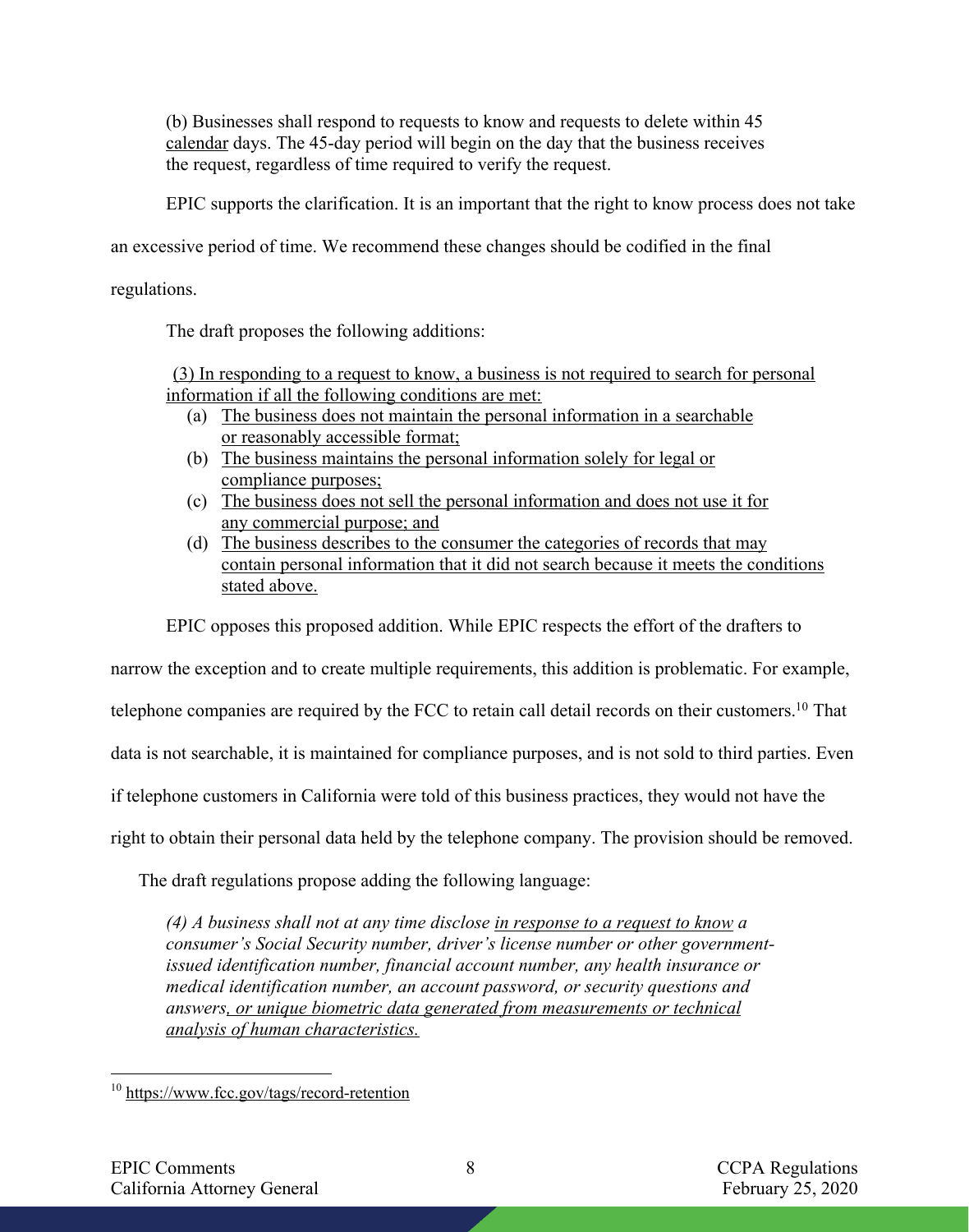(b) Businesses shall respond to requests to know and requests to delete within 45 <u>calendar</u> days. The 45-day period will begin on the day that the business receives the request, regardless of time required to verify the request.

EPIC supports the clarification. It is an important that the right to know process does not take an excessive period of time. We recommend these changes should be codified in the final regulations.

The draft proposes the following additions:

<u>(3) In responding to a request to know, a business is not required to search for personal information if all the following conditions are met:</u>

(a) <u>The business does not maintain the personal information in a searchable or reasonably accessible format;</u>

(b) <u>The business maintains the personal information solely for legal or compliance purposes;</u>

(c) <u>The business does not sell the personal information and does not use it for any commercial purpose; and</u>

(d) <u>The business describes to the consumer the categories of records that may contain personal information that it did not search because it meets the conditions stated above.</u>

EPIC opposes this proposed addition. While EPIC respects the effort of the drafters to narrow the exception and to create multiple requirements, this addition is problematic. For example, telephone companies are required by the FCC to retain call detail records on their customers.[10] That data is not searchable, it is maintained for compliance purposes, and is not sold to third parties. Even if telephone customers in California were told of this business practices, they would not have the right to obtain their personal data held by the telephone company. The provision should be removed.

The draft regulations propose adding the following language:

*(4) A business shall not at any time disclose <u>in response to a request to know</u> a consumer's Social Security number, driver's license number or other government-issued identification number, financial account number, any health insurance or medical identification number, an account password, or security questions and answers<u>, or unique biometric data generated from measurements or technical analysis of human characteristics.</u>*

---

[10] https://www.fcc.gov/tags/record-retention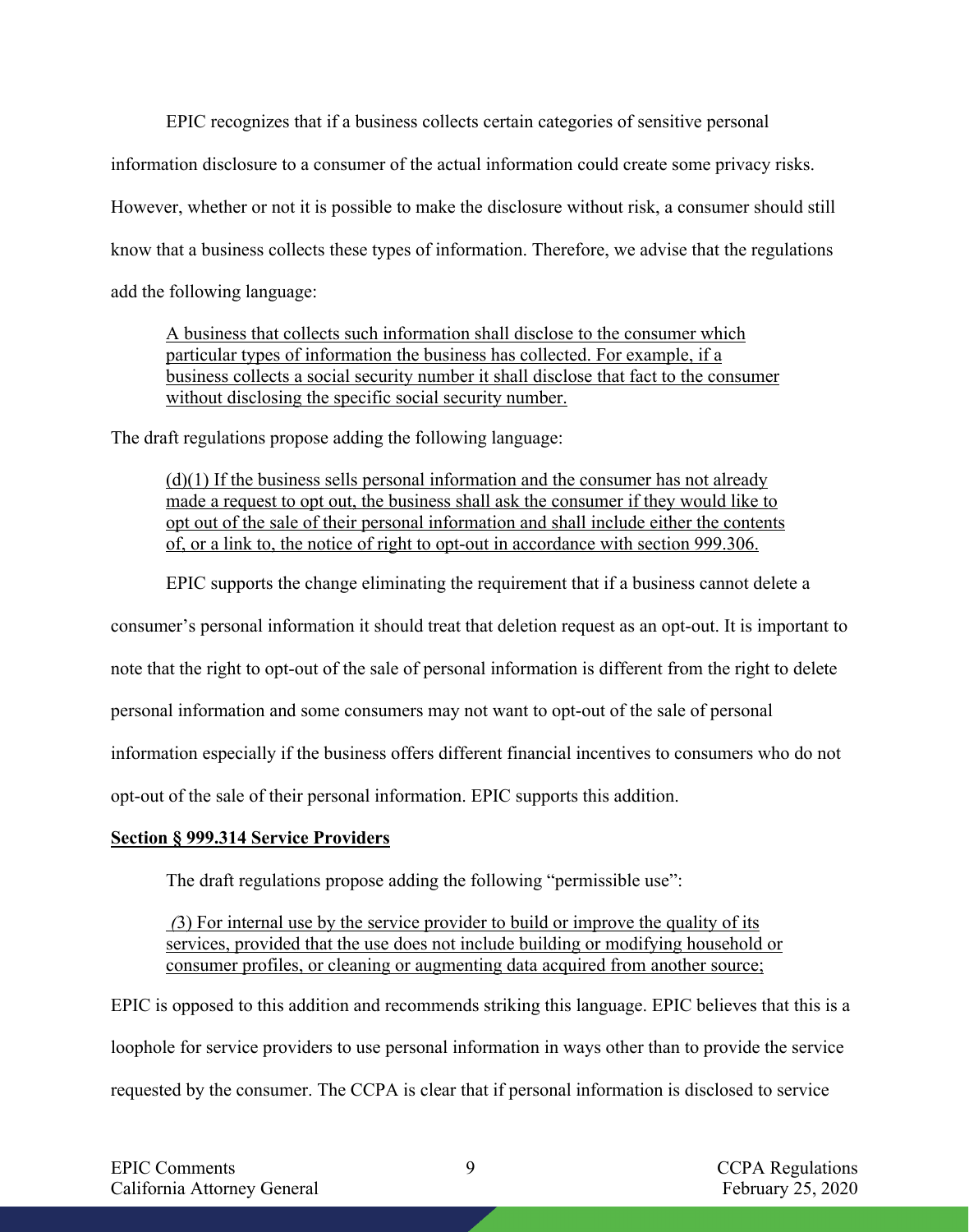EPIC recognizes that if a business collects certain categories of sensitive personal information disclosure to a consumer of the actual information could create some privacy risks. However, whether or not it is possible to make the disclosure without risk, a consumer should still know that a business collects these types of information. Therefore, we advise that the regulations add the following language:

> <u>A business that collects such information shall disclose to the consumer which particular types of information the business has collected. For example, if a business collects a social security number it shall disclose that fact to the consumer without disclosing the specific social security number.</u>

The draft regulations propose adding the following language:

> <u>(d)(1) If the business sells personal information and the consumer has not already made a request to opt out, the business shall ask the consumer if they would like to opt out of the sale of their personal information and shall include either the contents of, or a link to, the notice of right to opt-out in accordance with section 999.306.</u>

EPIC supports the change eliminating the requirement that if a business cannot delete a consumer's personal information it should treat that deletion request as an opt-out. It is important to note that the right to opt-out of the sale of personal information is different from the right to delete personal information and some consumers may not want to opt-out of the sale of personal information especially if the business offers different financial incentives to consumers who do not opt-out of the sale of their personal information. EPIC supports this addition.

**<u>Section § 999.314 Service Providers</u>**

The draft regulations propose adding the following "permissible use":

> <u>(3) For internal use by the service provider to build or improve the quality of its services, provided that the use does not include building or modifying household or consumer profiles, or cleaning or augmenting data acquired from another source;</u>

EPIC is opposed to this addition and recommends striking this language. EPIC believes that this is a loophole for service providers to use personal information in ways other than to provide the service requested by the consumer. The CCPA is clear that if personal information is disclosed to service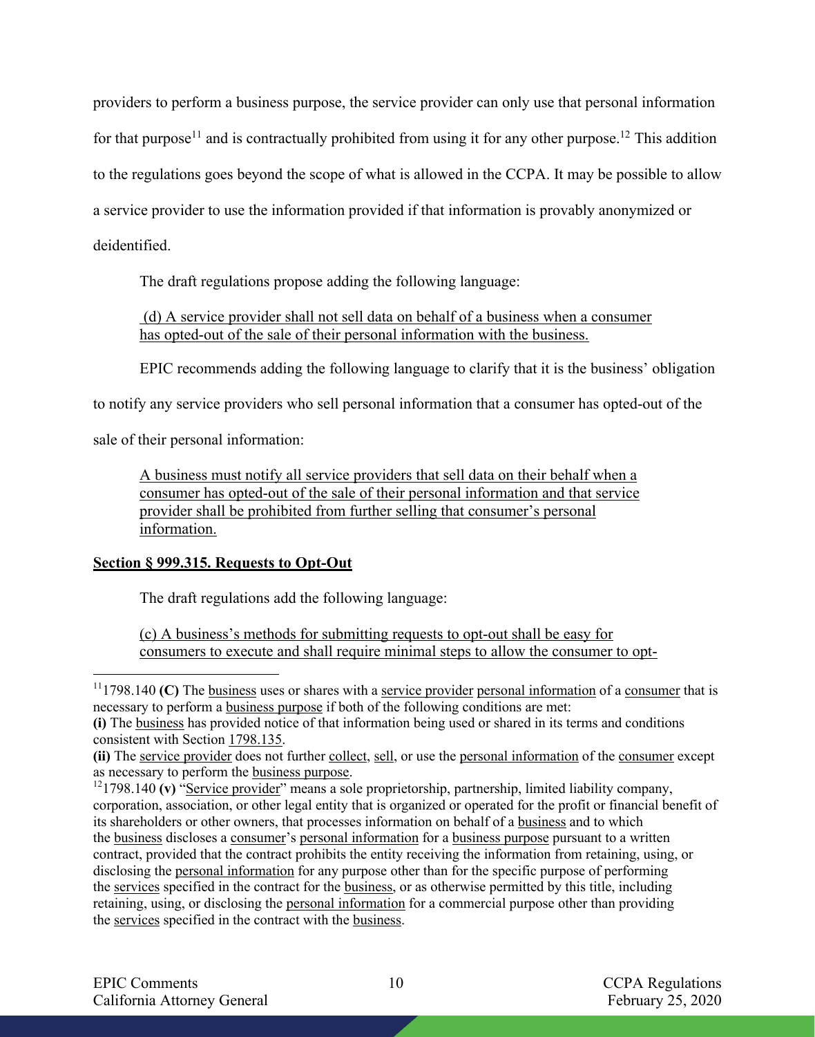providers to perform a business purpose, the service provider can only use that personal information for that purpose[11] and is contractually prohibited from using it for any other purpose.[12] This addition to the regulations goes beyond the scope of what is allowed in the CCPA. It may be possible to allow a service provider to use the information provided if that information is provably anonymized or deidentified.

The draft regulations propose adding the following language:

> (d) A service provider shall not sell data on behalf of a business when a consumer has opted-out of the sale of their personal information with the business.

EPIC recommends adding the following language to clarify that it is the business' obligation to notify any service providers who sell personal information that a consumer has opted-out of the sale of their personal information:

> A business must notify all service providers that sell data on their behalf when a consumer has opted-out of the sale of their personal information and that service provider shall be prohibited from further selling that consumer's personal information.

**Section § 999.315. Requests to Opt-Out**

The draft regulations add the following language:

> (c) A business's methods for submitting requests to opt-out shall be easy for consumers to execute and shall require minimal steps to allow the consumer to opt-

---

[11] 1798.140 **(C)** The business uses or shares with a service provider personal information of a consumer that is necessary to perform a business purpose if both of the following conditions are met:
**(i)** The business has provided notice of that information being used or shared in its terms and conditions consistent with Section 1798.135.
**(ii)** The service provider does not further collect, sell, or use the personal information of the consumer except as necessary to perform the business purpose.

[12] 1798.140 **(v)** "Service provider" means a sole proprietorship, partnership, limited liability company, corporation, association, or other legal entity that is organized or operated for the profit or financial benefit of its shareholders or other owners, that processes information on behalf of a business and to which the business discloses a consumer's personal information for a business purpose pursuant to a written contract, provided that the contract prohibits the entity receiving the information from retaining, using, or disclosing the personal information for any purpose other than for the specific purpose of performing the services specified in the contract for the business, or as otherwise permitted by this title, including retaining, using, or disclosing the personal information for a commercial purpose other than providing the services specified in the contract with the business.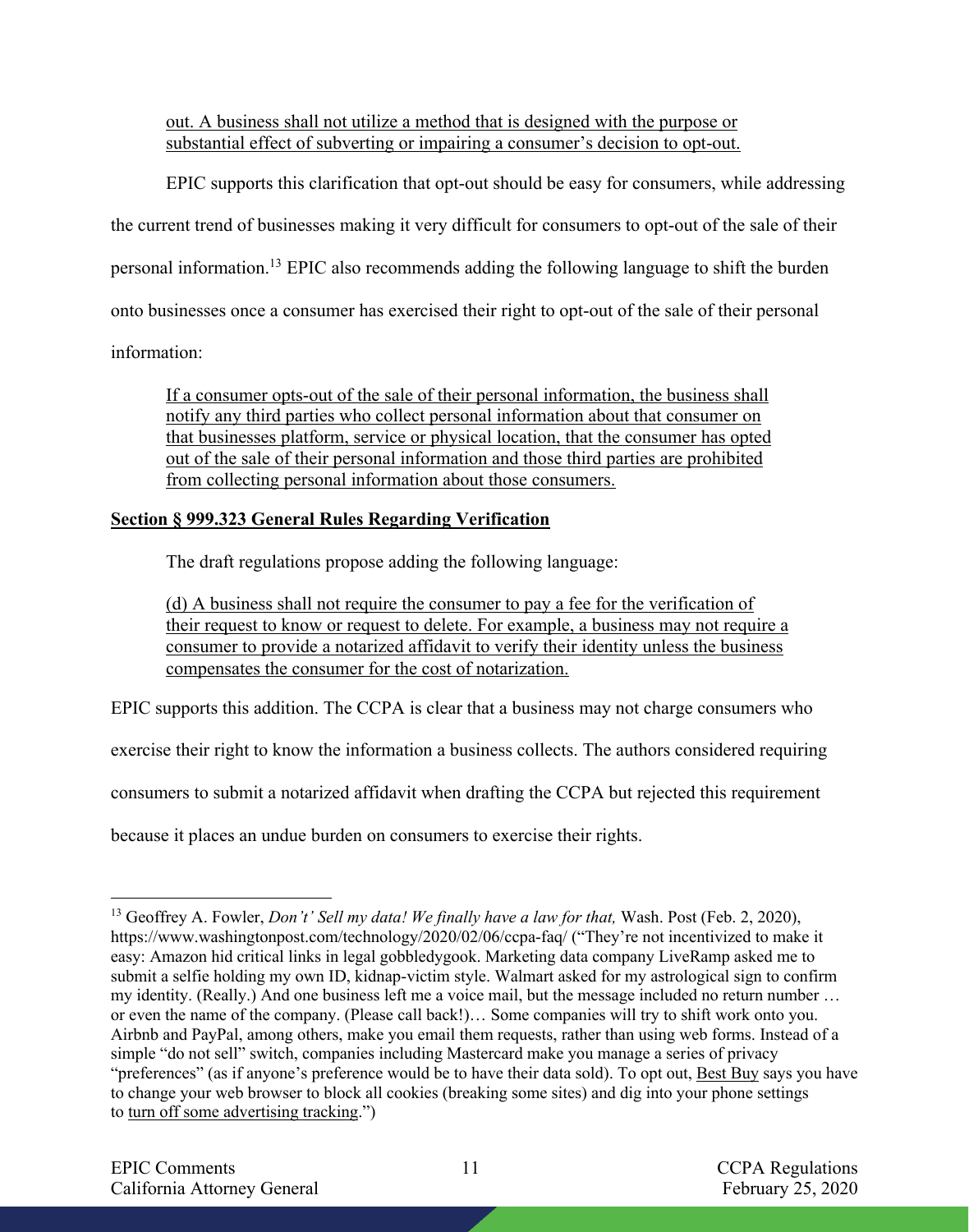out. A business shall not utilize a method that is designed with the purpose or substantial effect of subverting or impairing a consumer's decision to opt-out.

EPIC supports this clarification that opt-out should be easy for consumers, while addressing the current trend of businesses making it very difficult for consumers to opt-out of the sale of their personal information.[13] EPIC also recommends adding the following language to shift the burden onto businesses once a consumer has exercised their right to opt-out of the sale of their personal information:

> If a consumer opts-out of the sale of their personal information, the business shall notify any third parties who collect personal information about that consumer on that businesses platform, service or physical location, that the consumer has opted out of the sale of their personal information and those third parties are prohibited from collecting personal information about those consumers.

**Section § 999.323 General Rules Regarding Verification**

The draft regulations propose adding the following language:

> (d) A business shall not require the consumer to pay a fee for the verification of their request to know or request to delete. For example, a business may not require a consumer to provide a notarized affidavit to verify their identity unless the business compensates the consumer for the cost of notarization.

EPIC supports this addition. The CCPA is clear that a business may not charge consumers who exercise their right to know the information a business collects. The authors considered requiring consumers to submit a notarized affidavit when drafting the CCPA but rejected this requirement because it places an undue burden on consumers to exercise their rights.

---

[13] Geoffrey A. Fowler, *Don't' Sell my data! We finally have a law for that,* Wash. Post (Feb. 2, 2020), https://www.washingtonpost.com/technology/2020/02/06/ccpa-faq/ ("They're not incentivized to make it easy: Amazon hid critical links in legal gobbledygook. Marketing data company LiveRamp asked me to submit a selfie holding my own ID, kidnap-victim style. Walmart asked for my astrological sign to confirm my identity. (Really.) And one business left me a voice mail, but the message included no return number … or even the name of the company. (Please call back!)… Some companies will try to shift work onto you. Airbnb and PayPal, among others, make you email them requests, rather than using web forms. Instead of a simple "do not sell" switch, companies including Mastercard make you manage a series of privacy "preferences" (as if anyone's preference would be to have their data sold). To opt out, Best Buy says you have to change your web browser to block all cookies (breaking some sites) and dig into your phone settings to turn off some advertising tracking.")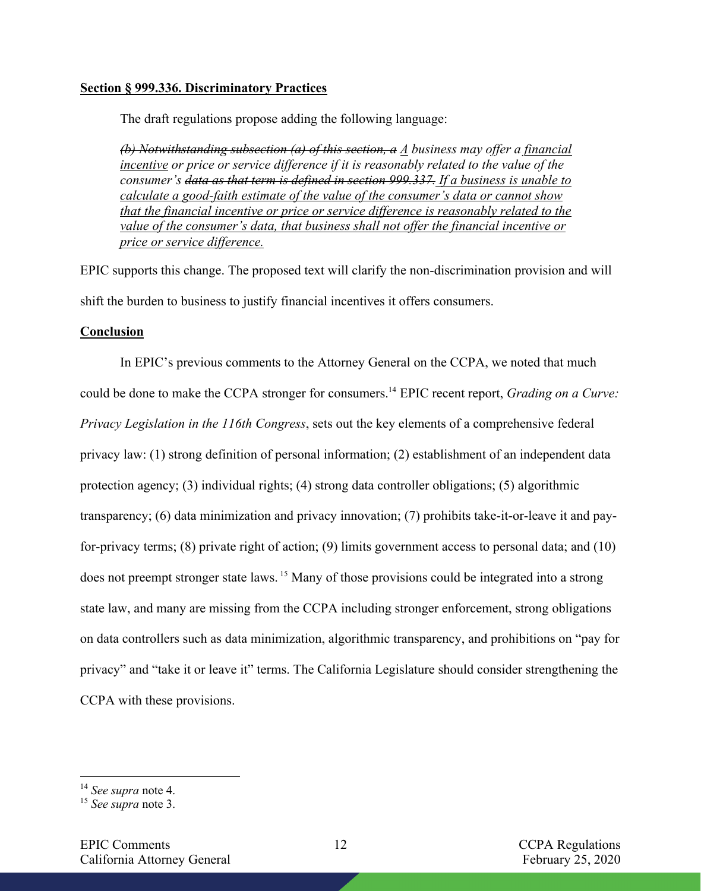**Section § 999.336. Discriminatory Practices**

The draft regulations propose adding the following language:

> *~~(b) Notwithstanding subsection (a) of this section, a~~ <u>A</u> business may offer a <u>financial incentive</u> or price or service difference if it is reasonably related to the value of the consumer's ~~data as that term is defined in section 999.337.~~ <u>If a business is unable to calculate a good-faith estimate of the value of the consumer's data or cannot show that the financial incentive or price or service difference is reasonably related to the value of the consumer's data, that business shall not offer the financial incentive or price or service difference.</u>*

EPIC supports this change. The proposed text will clarify the non-discrimination provision and will shift the burden to business to justify financial incentives it offers consumers.

**Conclusion**

In EPIC's previous comments to the Attorney General on the CCPA, we noted that much could be done to make the CCPA stronger for consumers.[14] EPIC recent report, *Grading on a Curve: Privacy Legislation in the 116th Congress*, sets out the key elements of a comprehensive federal privacy law: (1) strong definition of personal information; (2) establishment of an independent data protection agency; (3) individual rights; (4) strong data controller obligations; (5) algorithmic transparency; (6) data minimization and privacy innovation; (7) prohibits take-it-or-leave it and pay-for-privacy terms; (8) private right of action; (9) limits government access to personal data; and (10) does not preempt stronger state laws.[15] Many of those provisions could be integrated into a strong state law, and many are missing from the CCPA including stronger enforcement, strong obligations on data controllers such as data minimization, algorithmic transparency, and prohibitions on "pay for privacy" and "take it or leave it" terms. The California Legislature should consider strengthening the CCPA with these provisions.

---

[14] *See supra* note 4.

[15] *See supra* note 3.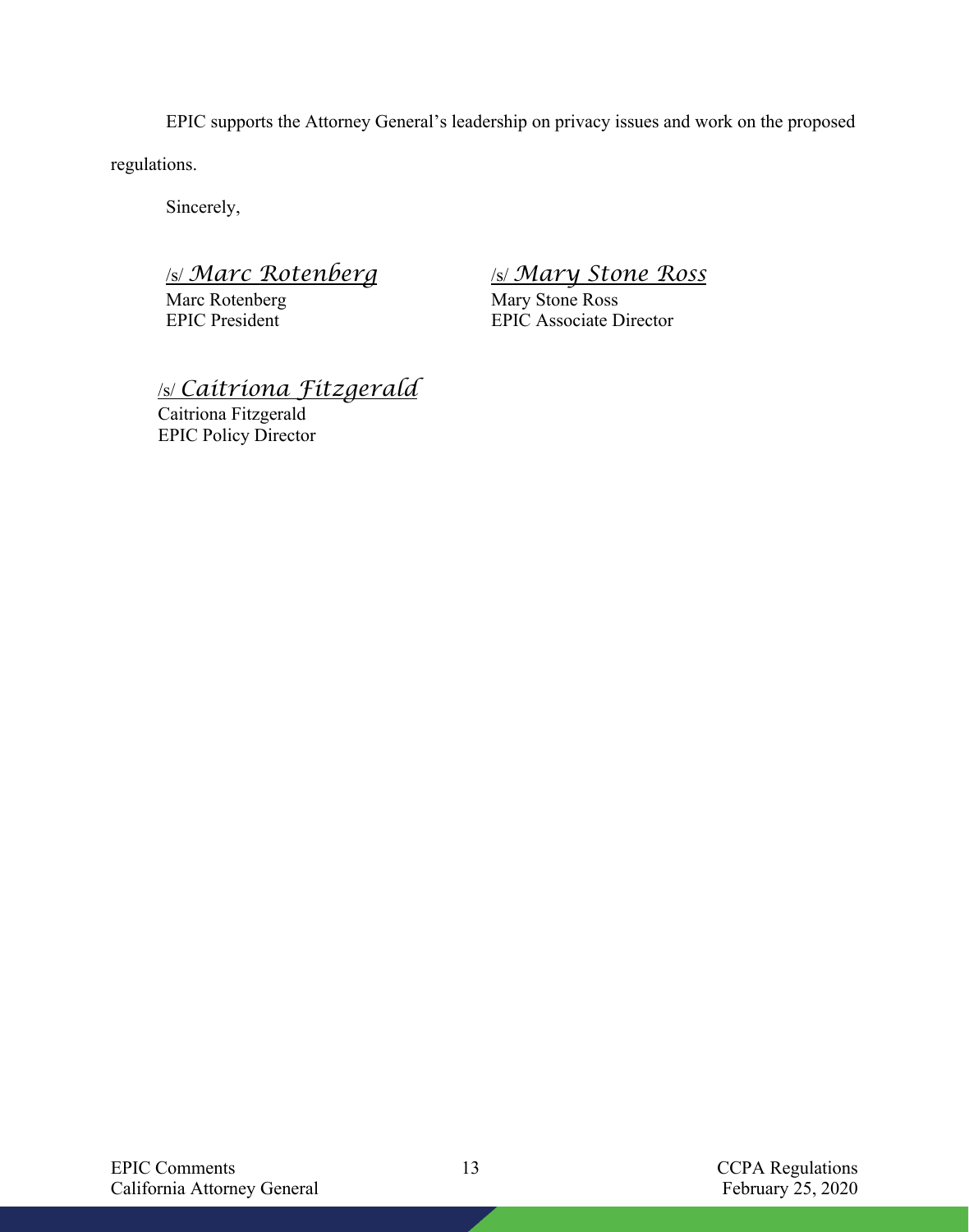EPIC supports the Attorney General's leadership on privacy issues and work on the proposed regulations.

Sincerely,

/s/ *Marc Rotenberg*
Marc Rotenberg
EPIC President

/s/ *Mary Stone Ross*
Mary Stone Ross
EPIC Associate Director

/s/ *Caitriona Fitzgerald*
Caitriona Fitzgerald
EPIC Policy Director